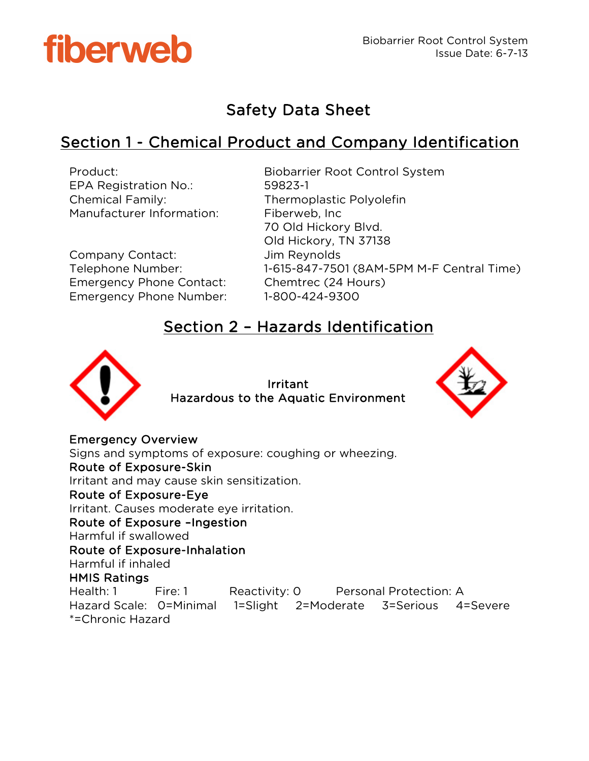fiberweb

Biobarrier Root Control System
Issue Date: 6-7-13

# Safety Data Sheet

## Section 1 - Chemical Product and Company Identification

| | |
|---|---|
| Product: | Biobarrier Root Control System |
| EPA Registration No.: | 59823-1 |
| Chemical Family: | Thermoplastic Polyolefin |
| Manufacturer Information: | Fiberweb, Inc<br>70 Old Hickory Blvd.<br>Old Hickory, TN 37138 |
| Company Contact: | Jim Reynolds |
| Telephone Number: | 1-615-847-7501 (8AM-5PM M-F Central Time) |
| Emergency Phone Contact: | Chemtrec (24 Hours) |
| Emergency Phone Number: | 1-800-424-9300 |

## Section 2 – Hazards Identification

Irritant
Hazardous to the Aquatic Environment

**Emergency Overview**
Signs and symptoms of exposure: coughing or wheezing.

**Route of Exposure-Skin**
Irritant and may cause skin sensitization.

**Route of Exposure-Eye**
Irritant. Causes moderate eye irritation.

**Route of Exposure –Ingestion**
Harmful if swallowed

**Route of Exposure-Inhalation**
Harmful if inhaled

**HMIS Ratings**
Health: 1 Fire: 1 Reactivity: 0 Personal Protection: A
Hazard Scale: 0=Minimal 1=Slight 2=Moderate 3=Serious 4=Severe
*=Chronic Hazard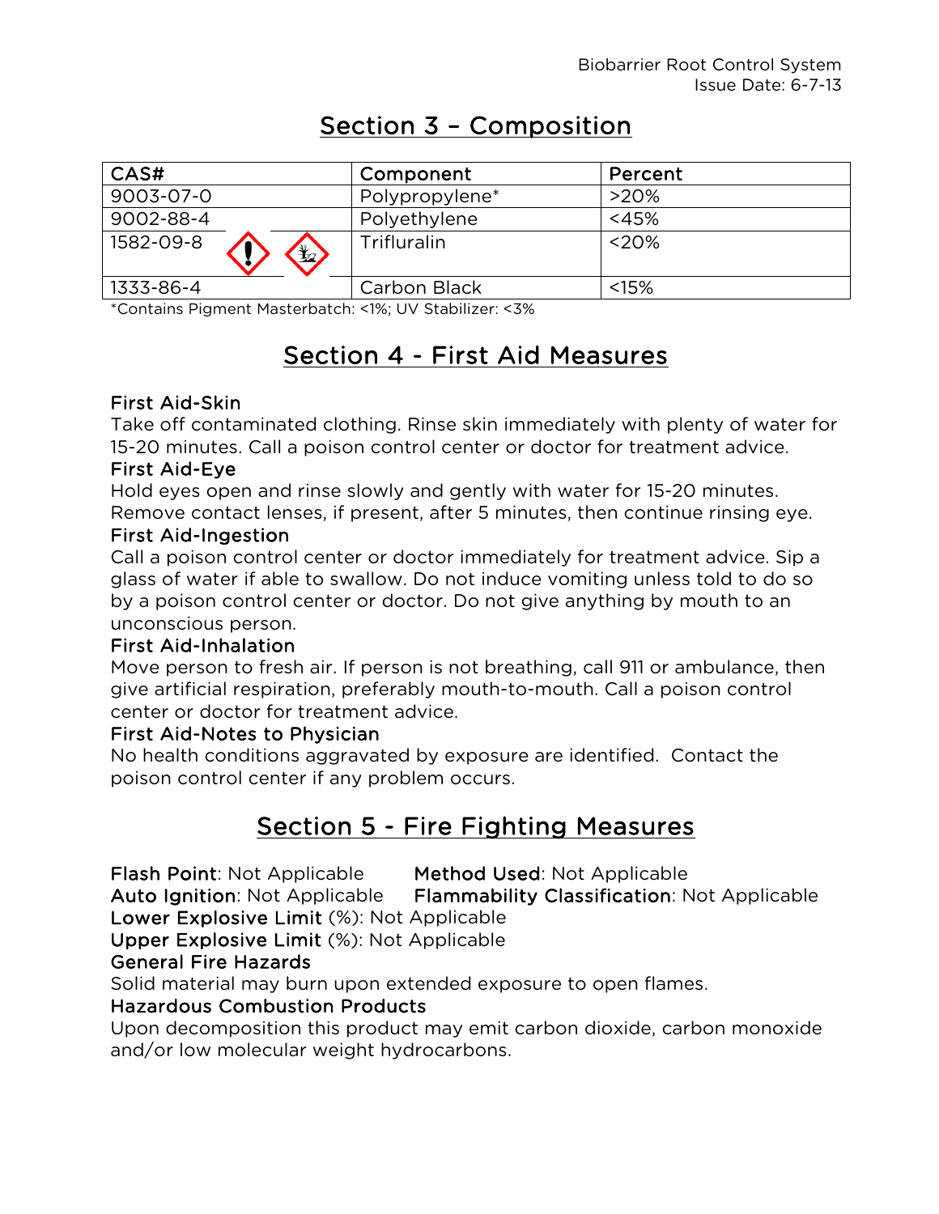## Section 3 – Composition

| CAS# | Component | Percent |
|---|---|---|
| 9003-07-0 | Polypropylene* | >20% |
| 9002-88-4 | Polyethylene | <45% |
| 1582-09-8 | Trifluralin | <20% |
| 1333-86-4 | Carbon Black | <15% |

*Contains Pigment Masterbatch: <1%; UV Stabilizer: <3%

## Section 4 - First Aid Measures

### First Aid-Skin

Take off contaminated clothing. Rinse skin immediately with plenty of water for 15-20 minutes. Call a poison control center or doctor for treatment advice.

### First Aid-Eye

Hold eyes open and rinse slowly and gently with water for 15-20 minutes. Remove contact lenses, if present, after 5 minutes, then continue rinsing eye.

### First Aid-Ingestion

Call a poison control center or doctor immediately for treatment advice. Sip a glass of water if able to swallow. Do not induce vomiting unless told to do so by a poison control center or doctor. Do not give anything by mouth to an unconscious person.

### First Aid-Inhalation

Move person to fresh air. If person is not breathing, call 911 or ambulance, then give artificial respiration, preferably mouth-to-mouth. Call a poison control center or doctor for treatment advice.

### First Aid-Notes to Physician

No health conditions aggravated by exposure are identified. Contact the poison control center if any problem occurs.

## Section 5 - Fire Fighting Measures

**Flash Point**: Not Applicable **Method Used**: Not Applicable
**Auto Ignition**: Not Applicable **Flammability Classification**: Not Applicable
**Lower Explosive Limit** (%): Not Applicable
**Upper Explosive Limit** (%): Not Applicable

### General Fire Hazards

Solid material may burn upon extended exposure to open flames.

### Hazardous Combustion Products

Upon decomposition this product may emit carbon dioxide, carbon monoxide and/or low molecular weight hydrocarbons.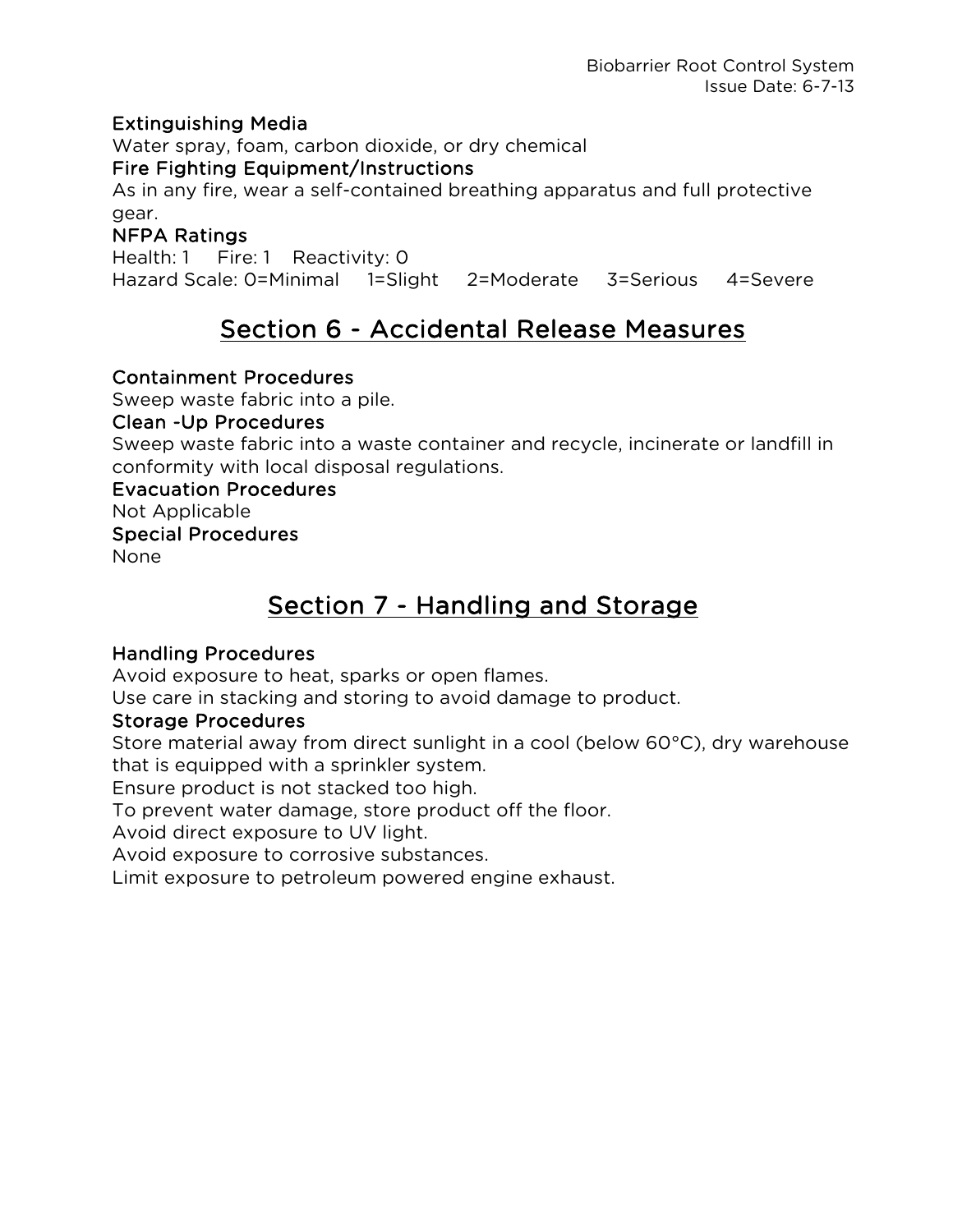### Extinguishing Media

Water spray, foam, carbon dioxide, or dry chemical

### Fire Fighting Equipment/Instructions

As in any fire, wear a self-contained breathing apparatus and full protective gear.

### NFPA Ratings

Health: 1 Fire: 1 Reactivity: 0

Hazard Scale: 0=Minimal 1=Slight 2=Moderate 3=Serious 4=Severe

## Section 6 - Accidental Release Measures

### Containment Procedures

Sweep waste fabric into a pile.

### Clean -Up Procedures

Sweep waste fabric into a waste container and recycle, incinerate or landfill in conformity with local disposal regulations.

### Evacuation Procedures

Not Applicable

### Special Procedures

None

## Section 7 - Handling and Storage

### Handling Procedures

Avoid exposure to heat, sparks or open flames.

Use care in stacking and storing to avoid damage to product.

### Storage Procedures

Store material away from direct sunlight in a cool (below 60°C), dry warehouse that is equipped with a sprinkler system.

Ensure product is not stacked too high.

To prevent water damage, store product off the floor.

Avoid direct exposure to UV light.

Avoid exposure to corrosive substances.

Limit exposure to petroleum powered engine exhaust.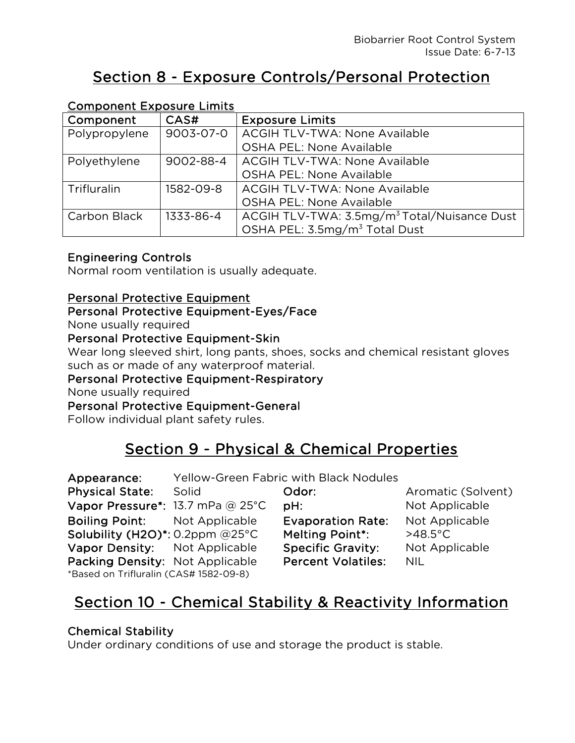## Section 8 - Exposure Controls/Personal Protection

Component Exposure Limits

| Component | CAS# | Exposure Limits |
|---|---|---|
| Polypropylene | 9003-07-0 | ACGIH TLV-TWA: None Available<br>OSHA PEL: None Available |
| Polyethylene | 9002-88-4 | ACGIH TLV-TWA: None Available<br>OSHA PEL: None Available |
| Trifluralin | 1582-09-8 | ACGIH TLV-TWA: None Available<br>OSHA PEL: None Available |
| Carbon Black | 1333-86-4 | ACGIH TLV-TWA: 3.5mg/$m^3$ Total/Nuisance Dust<br>OSHA PEL: 3.5mg/$m^3$ Total Dust |

**Engineering Controls**

Normal room ventilation is usually adequate.

**Personal Protective Equipment**

**Personal Protective Equipment-Eyes/Face**

None usually required

**Personal Protective Equipment-Skin**

Wear long sleeved shirt, long pants, shoes, socks and chemical resistant gloves such as or made of any waterproof material.

**Personal Protective Equipment-Respiratory**

None usually required

**Personal Protective Equipment-General**

Follow individual plant safety rules.

## Section 9 - Physical & Chemical Properties

**Appearance:** Yellow-Green Fabric with Black Nodules

**Physical State:** Solid

**Vapor Pressure*:** 13.7 mPa @ 25°C

**Boiling Point:** Not Applicable

**Solubility (H2O)*:** 0.2ppm @25°C

**Vapor Density:** Not Applicable

**Packing Density:** Not Applicable

**Odor:** Aromatic (Solvent)

**pH:** Not Applicable

**Evaporation Rate:** Not Applicable

**Melting Point*:** >48.5°C

**Specific Gravity:** Not Applicable

**Percent Volatiles:** NIL

*Based on Trifluralin (CAS# 1582-09-8)

## Section 10 - Chemical Stability & Reactivity Information

**Chemical Stability**

Under ordinary conditions of use and storage the product is stable.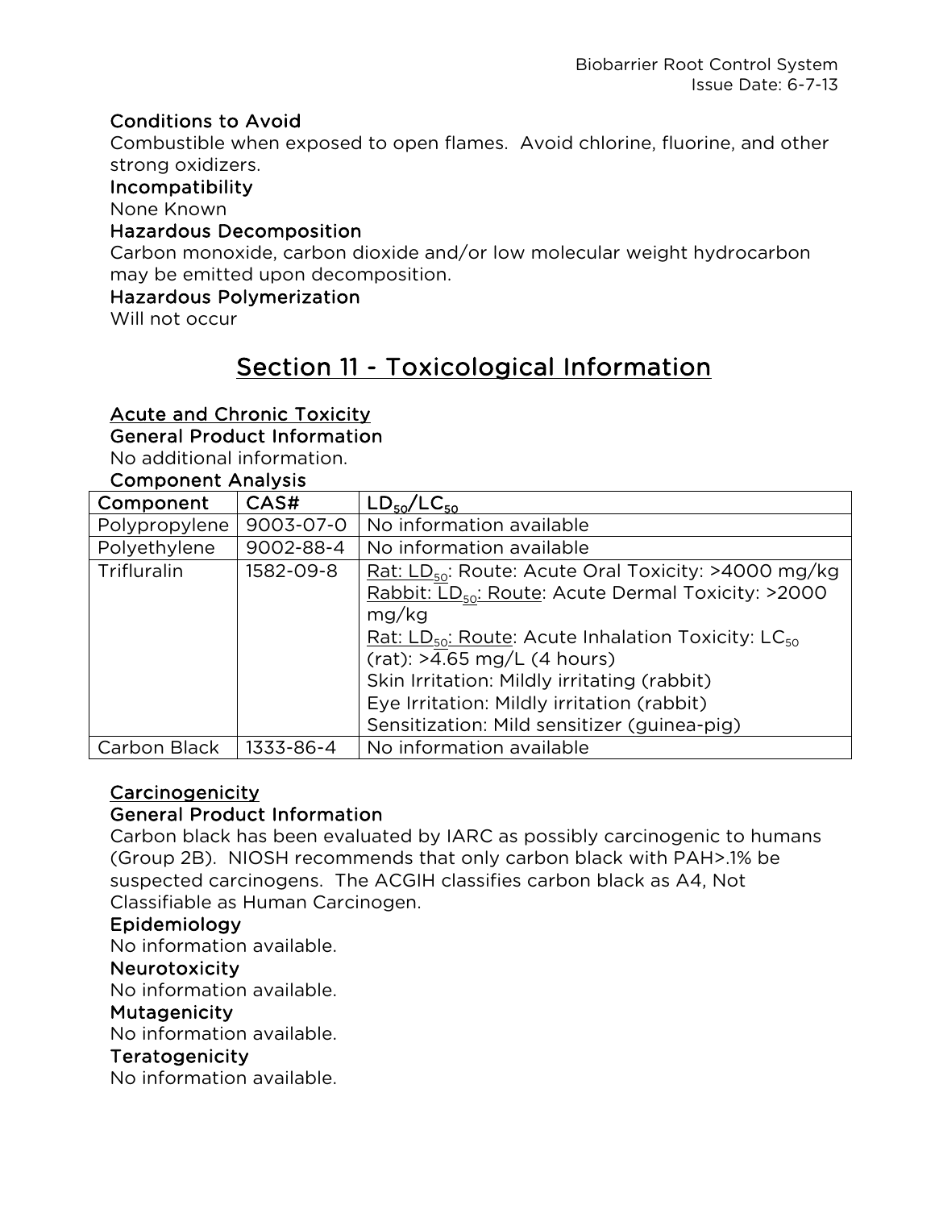### Conditions to Avoid

Combustible when exposed to open flames. Avoid chlorine, fluorine, and other strong oxidizers.

### Incompatibility

None Known

### Hazardous Decomposition

Carbon monoxide, carbon dioxide and/or low molecular weight hydrocarbon may be emitted upon decomposition.

### Hazardous Polymerization

Will not occur

# Section 11 - Toxicological Information

## Acute and Chronic Toxicity

### General Product Information

No additional information.

### Component Analysis

| Component | CAS# | $LD_{50}$/$LC_{50}$ |
|---|---|---|
| Polypropylene | 9003-07-0 | No information available |
| Polyethylene | 9002-88-4 | No information available |
| Trifluralin | 1582-09-8 | Rat: $LD_{50}$: Route: Acute Oral Toxicity: >4000 mg/kg<br>Rabbit: $LD_{50}$: Route: Acute Dermal Toxicity: >2000 mg/kg<br>Rat: $LD_{50}$: Route: Acute Inhalation Toxicity: $LC_{50}$ (rat): >4.65 mg/L (4 hours)<br>Skin Irritation: Mildly irritating (rabbit)<br>Eye Irritation: Mildly irritation (rabbit)<br>Sensitization: Mild sensitizer (guinea-pig) |
| Carbon Black | 1333-86-4 | No information available |

## Carcinogenicity

### General Product Information

Carbon black has been evaluated by IARC as possibly carcinogenic to humans (Group 2B). NIOSH recommends that only carbon black with PAH>.1% be suspected carcinogens. The ACGIH classifies carbon black as A4, Not Classifiable as Human Carcinogen.

### Epidemiology

No information available.

### Neurotoxicity

No information available.

### Mutagenicity

No information available.

### Teratogenicity

No information available.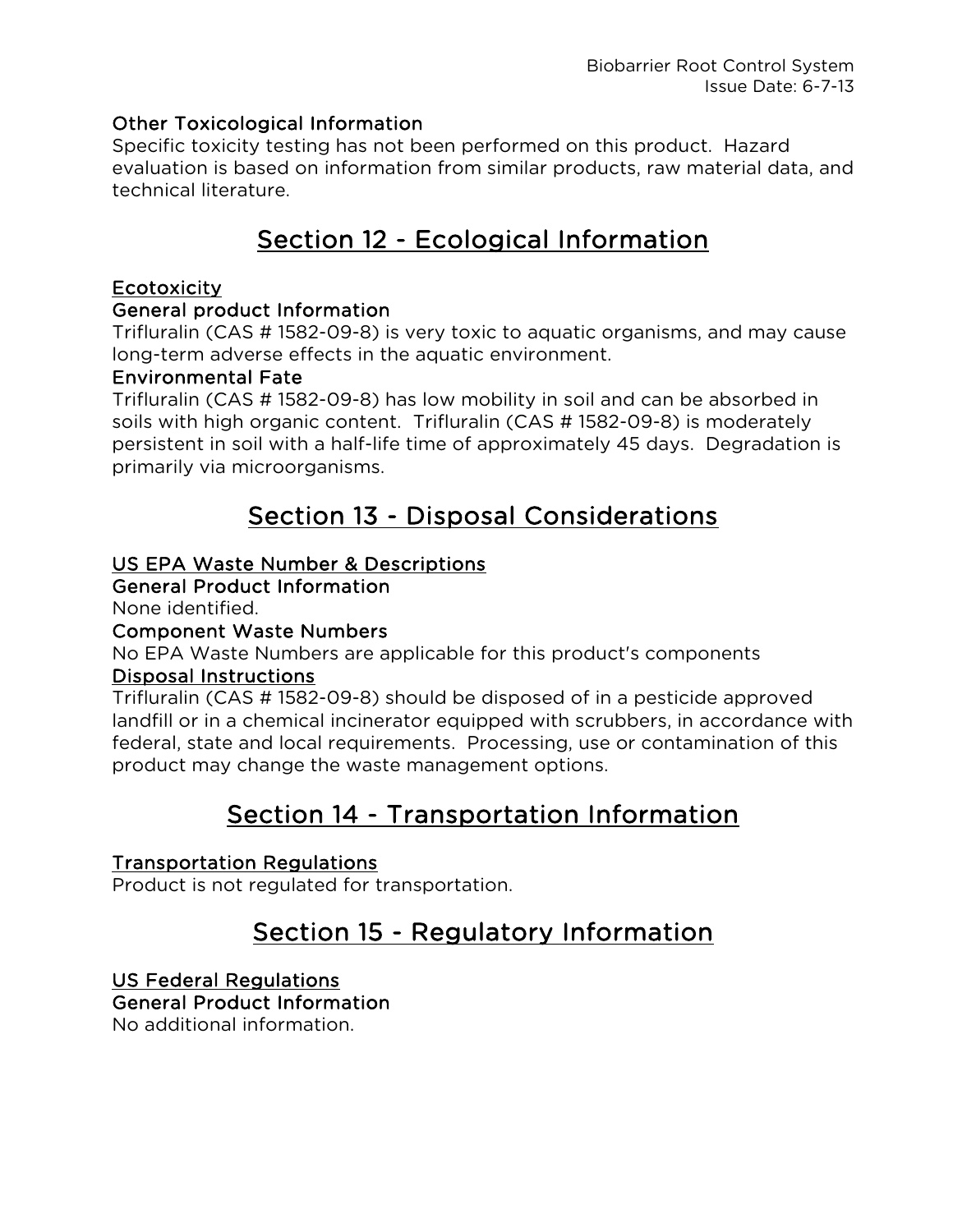### Other Toxicological Information

Specific toxicity testing has not been performed on this product. Hazard evaluation is based on information from similar products, raw material data, and technical literature.

## Section 12 - Ecological Information

### Ecotoxicity

#### General product Information

Trifluralin (CAS # 1582-09-8) is very toxic to aquatic organisms, and may cause long-term adverse effects in the aquatic environment.

#### Environmental Fate

Trifluralin (CAS # 1582-09-8) has low mobility in soil and can be absorbed in soils with high organic content. Trifluralin (CAS # 1582-09-8) is moderately persistent in soil with a half-life time of approximately 45 days. Degradation is primarily via microorganisms.

## Section 13 - Disposal Considerations

### US EPA Waste Number & Descriptions

#### General Product Information

None identified.

#### Component Waste Numbers

No EPA Waste Numbers are applicable for this product's components

### Disposal Instructions

Trifluralin (CAS # 1582-09-8) should be disposed of in a pesticide approved landfill or in a chemical incinerator equipped with scrubbers, in accordance with federal, state and local requirements. Processing, use or contamination of this product may change the waste management options.

## Section 14 - Transportation Information

### Transportation Regulations

Product is not regulated for transportation.

## Section 15 - Regulatory Information

### US Federal Regulations

#### General Product Information

No additional information.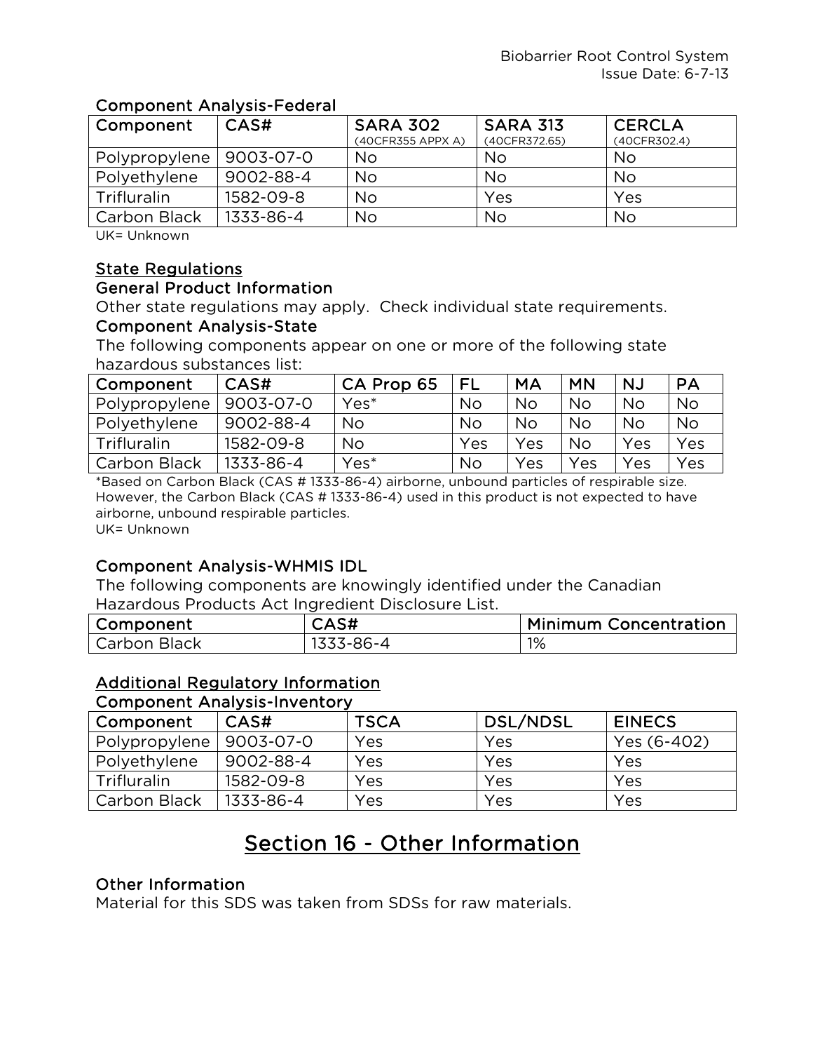### Component Analysis-Federal

| Component | CAS# | SARA 302 (40CFR355 APPX A) | SARA 313 (40CFR372.65) | CERCLA (40CFR302.4) |
|---|---|---|---|---|
| Polypropylene | 9003-07-0 | No | No | No |
| Polyethylene | 9002-88-4 | No | No | No |
| Trifluralin | 1582-09-8 | No | Yes | Yes |
| Carbon Black | 1333-86-4 | No | No | No |

UK= Unknown

## State Regulations

### General Product Information

Other state regulations may apply. Check individual state requirements.

### Component Analysis-State

The following components appear on one or more of the following state hazardous substances list:

| Component | CAS# | CA Prop 65 | FL | MA | MN | NJ | PA |
|---|---|---|---|---|---|---|---|
| Polypropylene | 9003-07-0 | Yes* | No | No | No | No | No |
| Polyethylene | 9002-88-4 | No | No | No | No | No | No |
| Trifluralin | 1582-09-8 | No | Yes | Yes | No | Yes | Yes |
| Carbon Black | 1333-86-4 | Yes* | No | Yes | Yes | Yes | Yes |

*Based on Carbon Black (CAS # 1333-86-4) airborne, unbound particles of respirable size. However, the Carbon Black (CAS # 1333-86-4) used in this product is not expected to have airborne, unbound respirable particles.

UK= Unknown

### Component Analysis-WHMIS IDL

The following components are knowingly identified under the Canadian Hazardous Products Act Ingredient Disclosure List.

| Component | CAS# | Minimum Concentration |
|---|---|---|
| Carbon Black | 1333-86-4 | 1% |

## Additional Regulatory Information

### Component Analysis-Inventory

| Component | CAS# | TSCA | DSL/NDSL | EINECS |
|---|---|---|---|---|
| Polypropylene | 9003-07-0 | Yes | Yes | Yes (6-402) |
| Polyethylene | 9002-88-4 | Yes | Yes | Yes |
| Trifluralin | 1582-09-8 | Yes | Yes | Yes |
| Carbon Black | 1333-86-4 | Yes | Yes | Yes |

# Section 16 - Other Information

### Other Information

Material for this SDS was taken from SDSs for raw materials.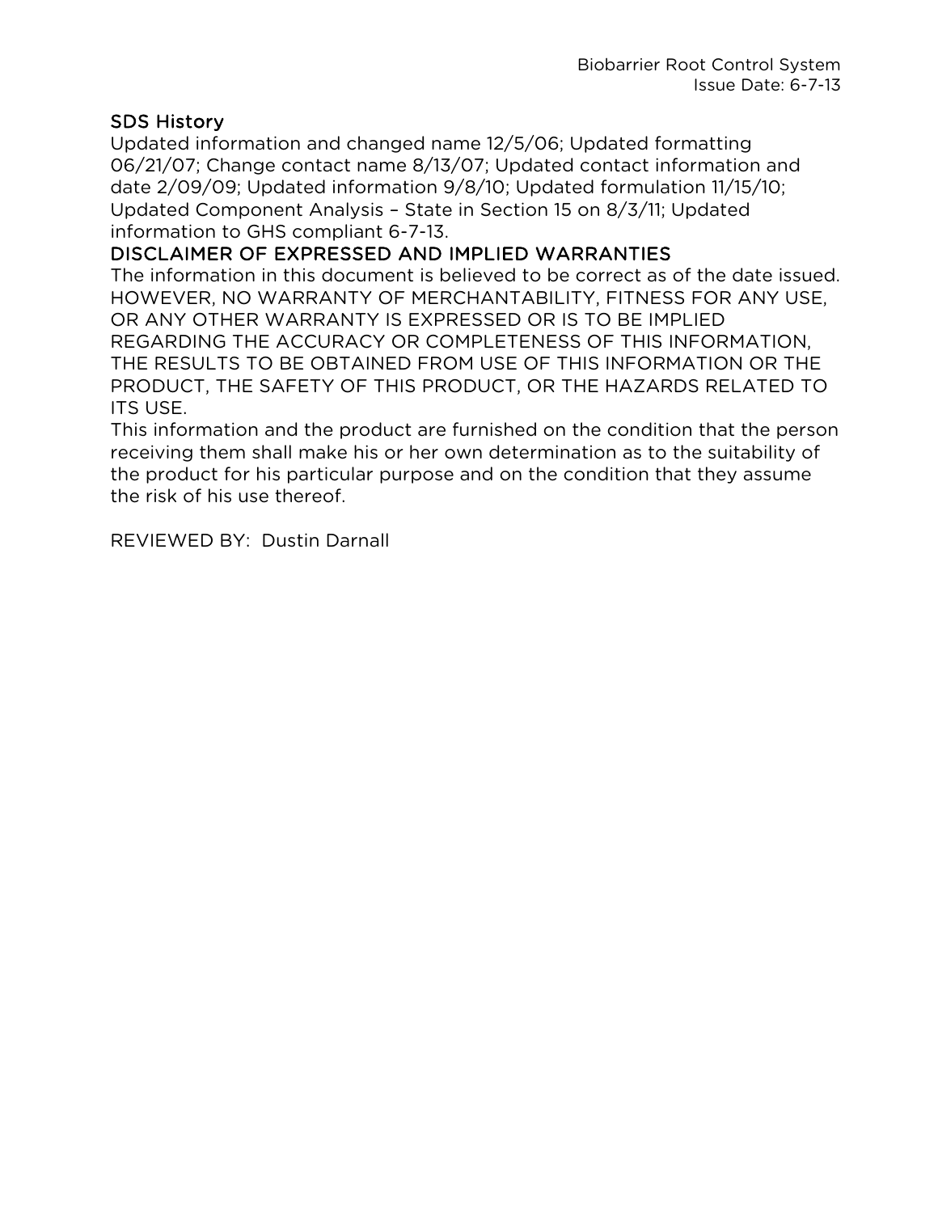## SDS History

Updated information and changed name 12/5/06; Updated formatting 06/21/07; Change contact name 8/13/07; Updated contact information and date 2/09/09; Updated information 9/8/10; Updated formulation 11/15/10; Updated Component Analysis – State in Section 15 on 8/3/11; Updated information to GHS compliant 6-7-13.

## DISCLAIMER OF EXPRESSED AND IMPLIED WARRANTIES

The information in this document is believed to be correct as of the date issued. HOWEVER, NO WARRANTY OF MERCHANTABILITY, FITNESS FOR ANY USE, OR ANY OTHER WARRANTY IS EXPRESSED OR IS TO BE IMPLIED REGARDING THE ACCURACY OR COMPLETENESS OF THIS INFORMATION, THE RESULTS TO BE OBTAINED FROM USE OF THIS INFORMATION OR THE PRODUCT, THE SAFETY OF THIS PRODUCT, OR THE HAZARDS RELATED TO ITS USE.

This information and the product are furnished on the condition that the person receiving them shall make his or her own determination as to the suitability of the product for his particular purpose and on the condition that they assume the risk of his use thereof.

REVIEWED BY: Dustin Darnall